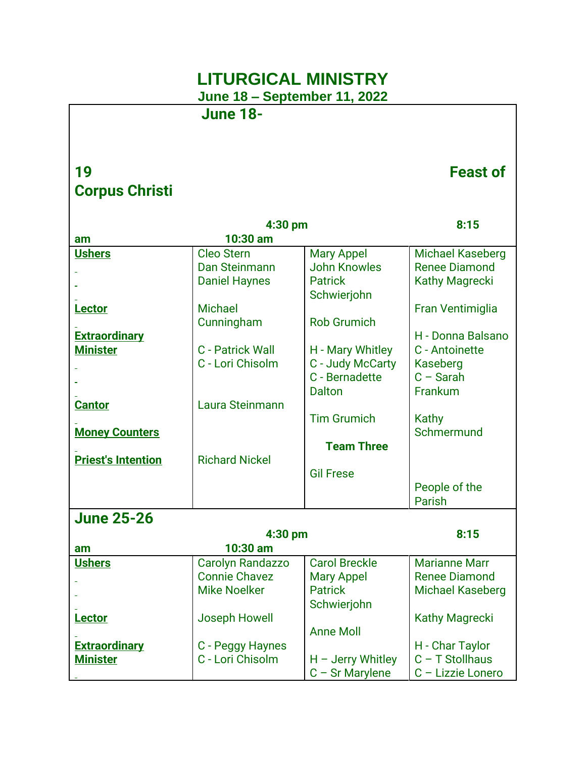# LITURGICAL MINISTRY

## June 18 – September 11, 2022

### June 18-19 Feast of Corpus Christi

| | 4:30 pm | 8:15 am | 10:30 am |
|---|---|---|---|
| **Ushers** | Cleo Stern<br>Dan Steinmann<br>Daniel Haynes | Mary Appel<br>John Knowles<br>Patrick Schwierjohn | Michael Kaseberg<br>Renee Diamond<br>Kathy Magrecki |
| **Lector** | Michael Cunningham | Rob Grumich | Fran Ventimiglia |
| **Extraordinary Minister** | C - Patrick Wall<br>C - Lori Chisolm | H - Mary Whitley<br>C - Judy McCarty<br>C - Bernadette Dalton | H - Donna Balsano<br>C - Antoinette Kaseberg<br>C – Sarah Frankum |
| **Cantor** | Laura Steinmann | Tim Grumich | Kathy Schmermund |
| **Money Counters** | | Team Three | |
| **Priest's Intention** | Richard Nickel | Gil Frese | People of the Parish |

### June 25-26

| | 4:30 pm | 8:15 am | 10:30 am |
|---|---|---|---|
| **Ushers** | Carolyn Randazzo<br>Connie Chavez<br>Mike Noelker | Carol Breckle<br>Mary Appel<br>Patrick Schwierjohn | Marianne Marr<br>Renee Diamond<br>Michael Kaseberg |
| **Lector** | Joseph Howell | Anne Moll | Kathy Magrecki |
| **Extraordinary Minister** | C - Peggy Haynes<br>C - Lori Chisolm | H – Jerry Whitley<br>C – Sr Marylene | H - Char Taylor<br>C – T Stollhaus<br>C – Lizzie Lonero |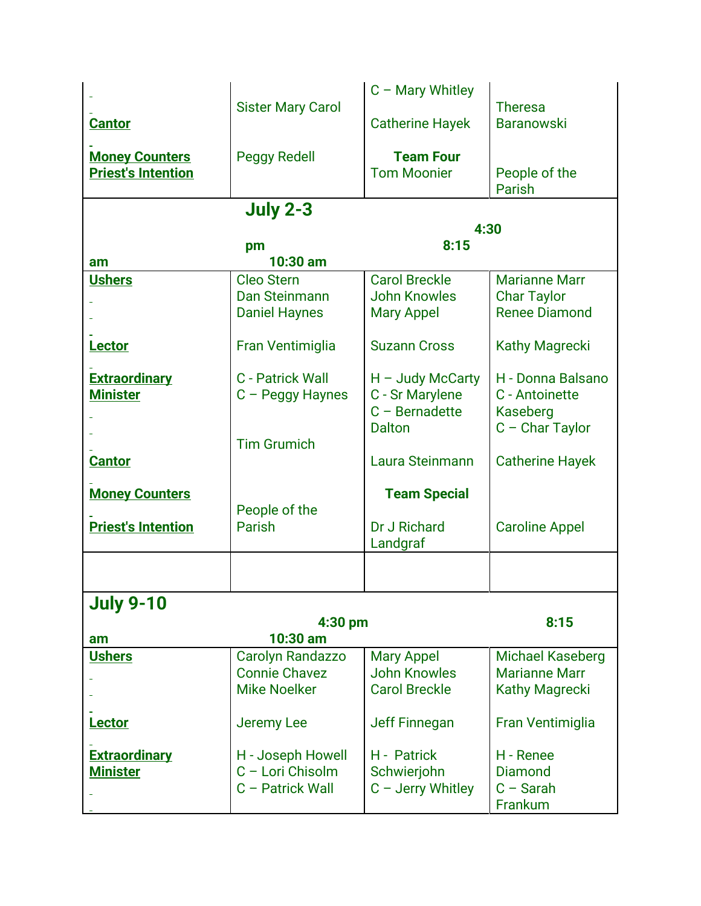| | | | |
|---|---|---|---|
| **Cantor** | Sister Mary Carol | C – Mary Whitley<br>Catherine Hayek | Theresa Baranowski |
| **Money Counters** | Peggy Redell | **Team Four** | |
| **Priest's Intention** | | Tom Moonier | People of the Parish |

**July 2-3**

| am | 4:30 pm | 8:15 | 10:30 am |
|---|---|---|---|
| **Ushers** | Cleo Stern<br>Dan Steinmann<br>Daniel Haynes | Carol Breckle<br>John Knowles<br>Mary Appel | Marianne Marr<br>Char Taylor<br>Renee Diamond |
| **Lector** | Fran Ventimiglia | Suzann Cross | Kathy Magrecki |
| **Extraordinary Minister** | C - Patrick Wall<br>C – Peggy Haynes | H – Judy McCarty<br>C - Sr Marylene<br>C – Bernadette Dalton | H - Donna Balsano<br>C - Antoinette Kaseberg<br>C – Char Taylor |
| **Cantor** | Tim Grumich | Laura Steinmann | Catherine Hayek |
| **Money Counters** | | **Team Special** | |
| **Priest's Intention** | People of the Parish | Dr J Richard Landgraf | Caroline Appel |
| | | | |

**July 9-10**

| am | 4:30 pm | 8:15 | 10:30 am |
|---|---|---|---|
| **Ushers** | Carolyn Randazzo<br>Connie Chavez<br>Mike Noelker | Mary Appel<br>John Knowles<br>Carol Breckle | Michael Kaseberg<br>Marianne Marr<br>Kathy Magrecki |
| **Lector** | Jeremy Lee | Jeff Finnegan | Fran Ventimiglia |
| **Extraordinary Minister** | H - Joseph Howell<br>C – Lori Chisolm<br>C – Patrick Wall | H - Patrick Schwierjohn<br>C – Jerry Whitley | H - Renee Diamond<br>C – Sarah Frankum |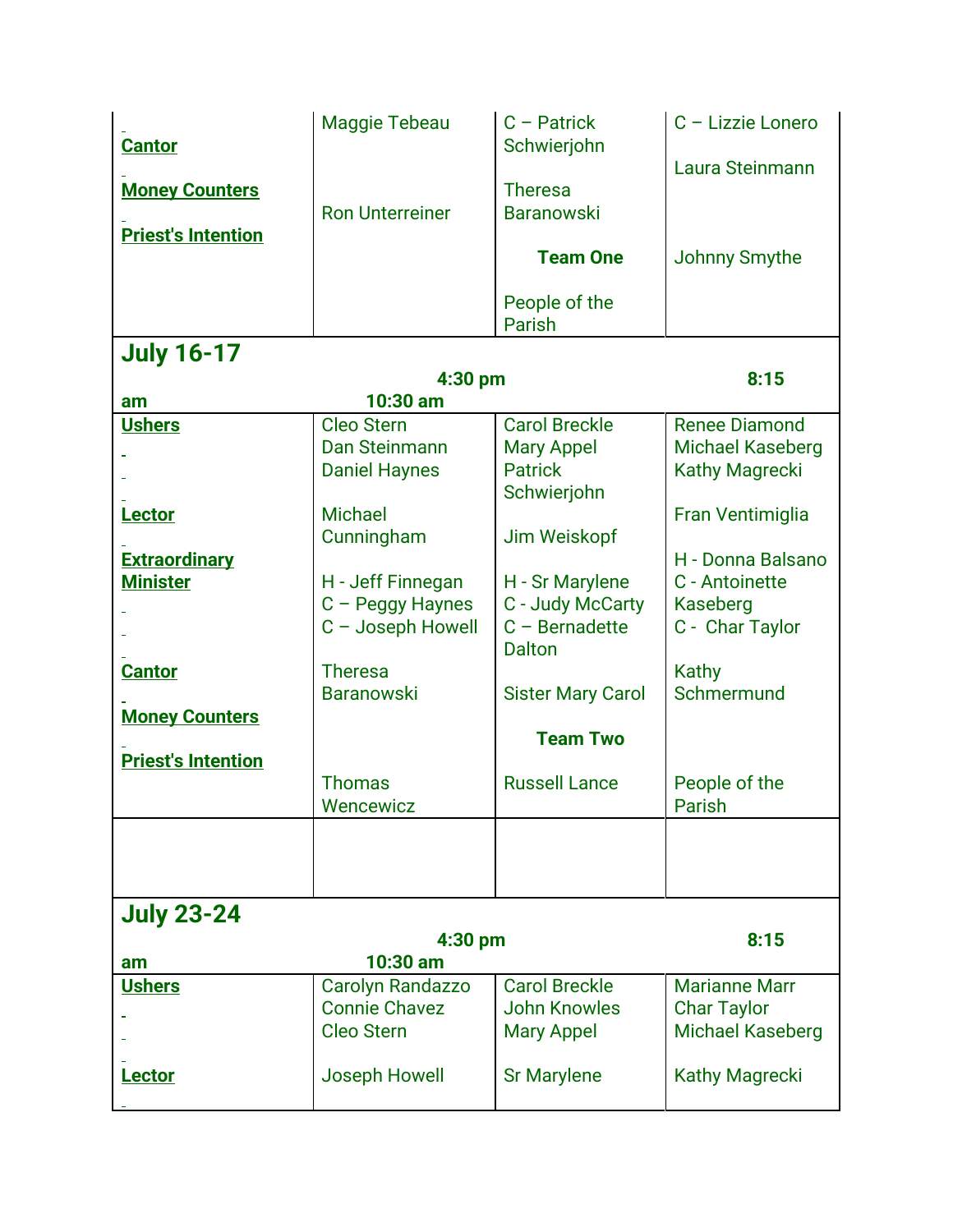| | | | |
|---|---|---|---|
| **Cantor** | Maggie Tebeau | C – Patrick Schwierjohn | C – Lizzie Lonero |
| **Money Counters** | | Theresa Baranowski | Laura Steinmann |
| **Priest's Intention** | Ron Unterreiner | **Team One** | Johnny Smythe |
| | | People of the Parish | |

| **July 16-17** | **4:30 pm** | **8:15 am** | **10:30 am** |
|---|---|---|---|
| **Ushers** | Cleo Stern<br>Dan Steinmann<br>Daniel Haynes | Carol Breckle<br>Mary Appel<br>Patrick Schwierjohn | Renee Diamond<br>Michael Kaseberg<br>Kathy Magrecki |
| **Lector** | Michael Cunningham | Jim Weiskopf | Fran Ventimiglia |
| **Extraordinary Minister** | H - Jeff Finnegan<br>C – Peggy Haynes<br>C – Joseph Howell | H - Sr Marylene<br>C - Judy McCarty<br>C – Bernadette Dalton | H - Donna Balsano<br>C - Antoinette Kaseberg<br>C - Char Taylor |
| **Cantor** | Theresa Baranowski | Sister Mary Carol | Kathy Schmermund |
| **Money Counters** | | **Team Two** | |
| **Priest's Intention** | Thomas Wencewicz | Russell Lance | People of the Parish |
| | | | |

| **July 23-24** | **4:30 pm** | **8:15 am** | **10:30 am** |
|---|---|---|---|
| **Ushers** | Carolyn Randazzo<br>Connie Chavez<br>Cleo Stern | Carol Breckle<br>John Knowles<br>Mary Appel | Marianne Marr<br>Char Taylor<br>Michael Kaseberg |
| **Lector** | Joseph Howell | Sr Marylene | Kathy Magrecki |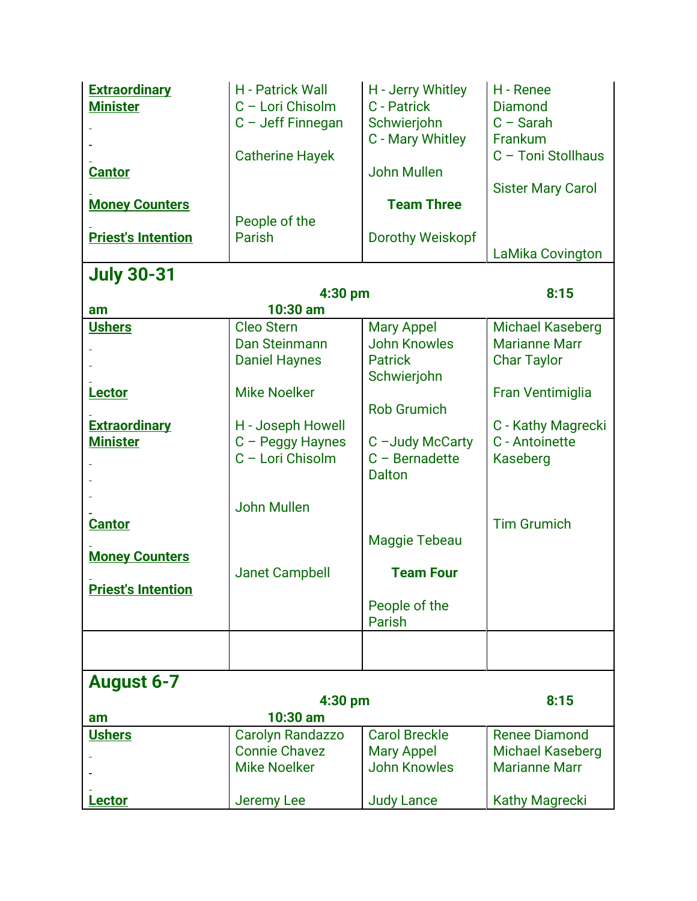| | | | |
|---|---|---|---|
| **Extraordinary Minister** | H - Patrick Wall<br>C – Lori Chisolm<br>C – Jeff Finnegan | H - Jerry Whitley<br>C - Patrick Schwierjohn<br>C - Mary Whitley | H - Renee Diamond<br>C – Sarah Frankum<br>C – Toni Stollhaus |
| **Cantor** | Catherine Hayek | John Mullen | Sister Mary Carol |
| **Money Counters** | | **Team Three** | |
| **Priest's Intention** | People of the Parish | Dorothy Weiskopf | LaMika Covington |

## July 30-31

| | **4:30 pm** | **8:15 am** | **10:30 am** |
|---|---|---|---|
| **Ushers** | Cleo Stern<br>Dan Steinmann<br>Daniel Haynes | Mary Appel<br>John Knowles<br>Patrick Schwierjohn | Michael Kaseberg<br>Marianne Marr<br>Char Taylor |
| **Lector** | Mike Noelker | Rob Grumich | Fran Ventimiglia |
| **Extraordinary Minister** | H - Joseph Howell<br>C – Peggy Haynes<br>C – Lori Chisolm | C –Judy McCarty<br>C – Bernadette Dalton | C - Kathy Magrecki<br>C - Antoinette Kaseberg |
| **Cantor** | John Mullen | Maggie Tebeau | Tim Grumich |
| **Money Counters** | | **Team Four** | |
| **Priest's Intention** | Janet Campbell | People of the Parish | |

## August 6-7

| | **4:30 pm** | **8:15 am** | **10:30 am** |
|---|---|---|---|
| **Ushers** | Carolyn Randazzo<br>Connie Chavez<br>Mike Noelker | Carol Breckle<br>Mary Appel<br>John Knowles | Renee Diamond<br>Michael Kaseberg<br>Marianne Marr |
| **Lector** | Jeremy Lee | Judy Lance | Kathy Magrecki |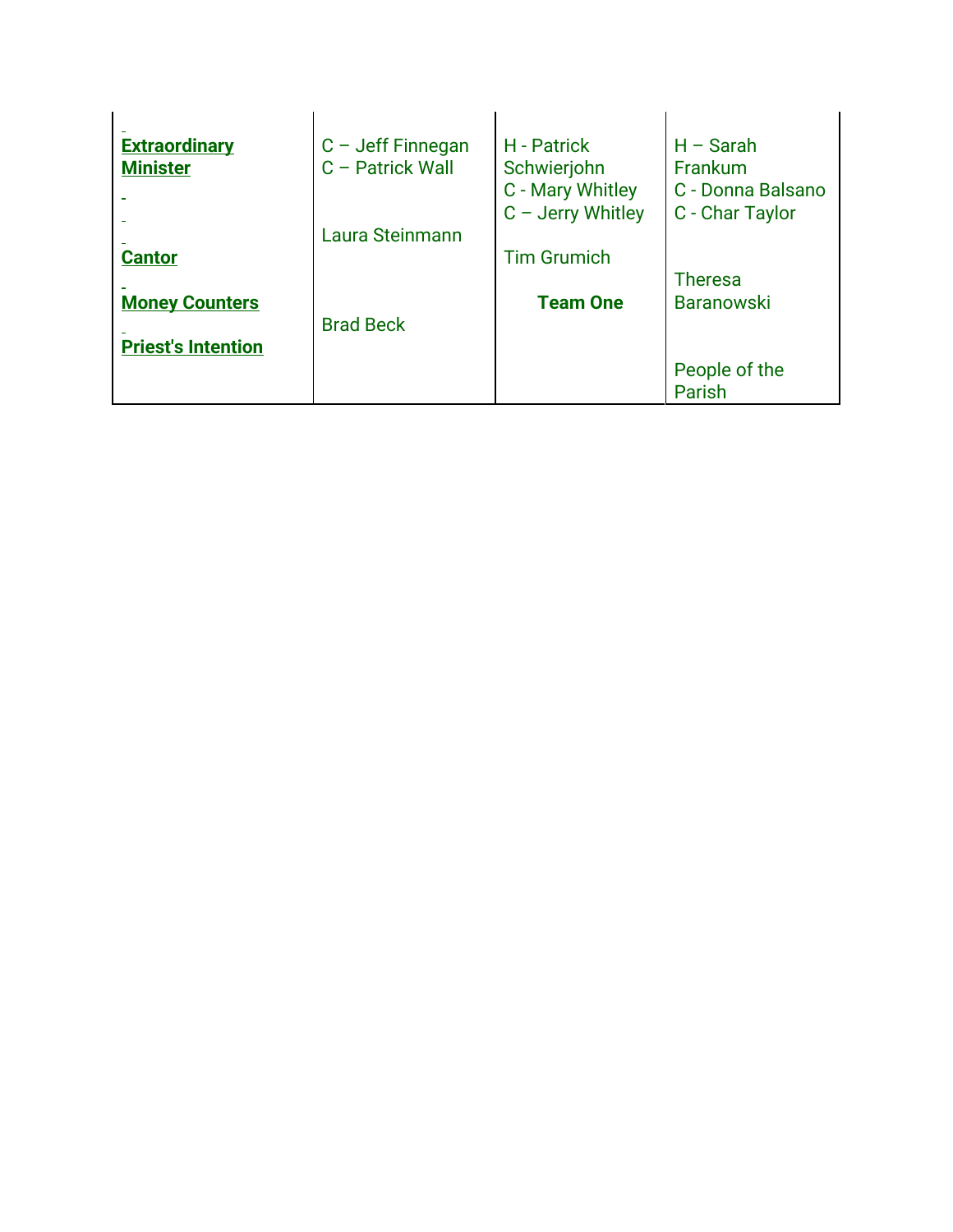| | | | |
|---|---|---|---|
| **Extraordinary Minister** | C – Jeff Finnegan<br>C – Patrick Wall | H - Patrick Schwierjohn<br>C - Mary Whitley<br>C – Jerry Whitley | H – Sarah Frankum<br>C - Donna Balsano<br>C - Char Taylor |
| **Cantor** | Laura Steinmann | Tim Grumich | |
| **Money Counters** | | **Team One** | Theresa Baranowski |
| **Priest's Intention** | Brad Beck | | People of the Parish |